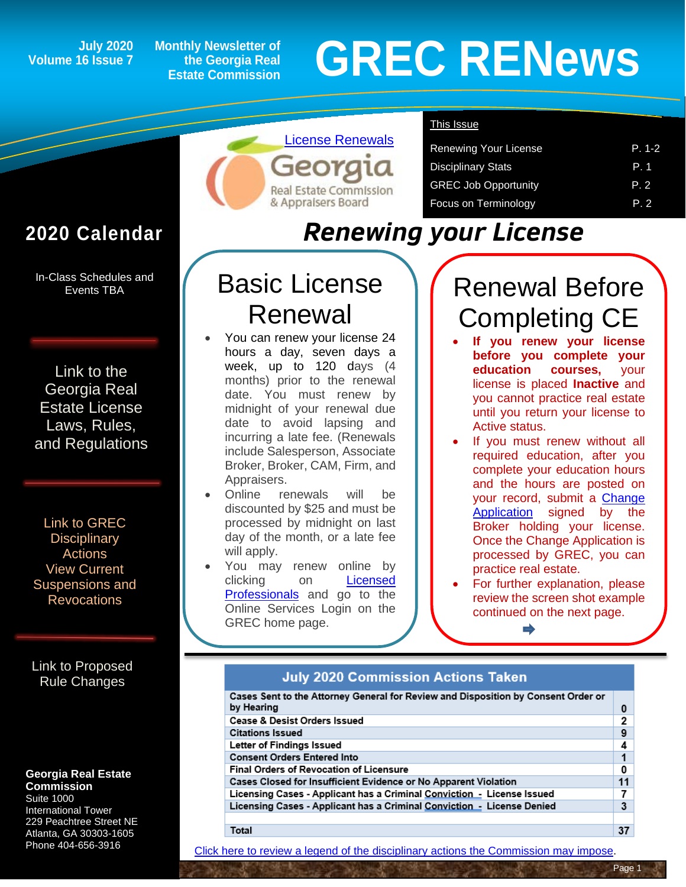July 2020
Volume 16 Issue 7

Monthly Newsletter of the Georgia Real Estate Commission

# GREC RENews

License Renewals

Georgia Real Estate Commission & Appraisers Board

**This Issue**

| | |
|---|---|
| Renewing Your License | P. 1-2 |
| Disciplinary Stats | P. 1 |
| GREC Job Opportunity | P. 2 |
| Focus on Terminology | P. 2 |

## 2020 Calendar

In-Class Schedules and Events TBA

Link to the Georgia Real Estate License Laws, Rules, and Regulations

Link to GREC Disciplinary Actions
View Current Suspensions and Revocations

Link to Proposed Rule Changes

**Georgia Real Estate Commission**
Suite 1000
International Tower
229 Peachtree Street NE
Atlanta, GA 30303-1605
Phone 404-656-3916

# *Renewing your License*

## Basic License Renewal

- You can renew your license 24 hours a day, seven days a week, up to 120 days (4 months) prior to the renewal date. You must renew by midnight of your renewal due date to avoid lapsing and incurring a late fee. (Renewals include Salesperson, Associate Broker, Broker, CAM, Firm, and Appraisers.
- Online renewals will be discounted by $25 and must be processed by midnight on last day of the month, or a late fee will apply.
- You may renew online by clicking on Licensed Professionals and go to the Online Services Login on the GREC home page.

## Renewal Before Completing CE

- **If you renew your license before you complete your education courses,** your license is placed **Inactive** and you cannot practice real estate until you return your license to Active status.
- If you must renew without all required education, after you complete your education hours and the hours are posted on your record, submit a Change Application signed by the Broker holding your license. Once the Change Application is processed by GREC, you can practice real estate.
- For further explanation, please review the screen shot example continued on the next page.

| July 2020 Commission Actions Taken | |
|---|---|
| Cases Sent to the Attorney General for Review and Disposition by Consent Order or by Hearing | 0 |
| Cease & Desist Orders Issued | 2 |
| Citations Issued | 9 |
| Letter of Findings Issued | 4 |
| Consent Orders Entered Into | 1 |
| Final Orders of Revocation of Licensure | 0 |
| Cases Closed for Insufficient Evidence or No Apparent Violation | 11 |
| Licensing Cases - Applicant has a Criminal Conviction - License Issued | 7 |
| Licensing Cases - Applicant has a Criminal Conviction - License Denied | 3 |
| | |
| Total | 37 |

Click here to review a legend of the disciplinary actions the Commission may impose.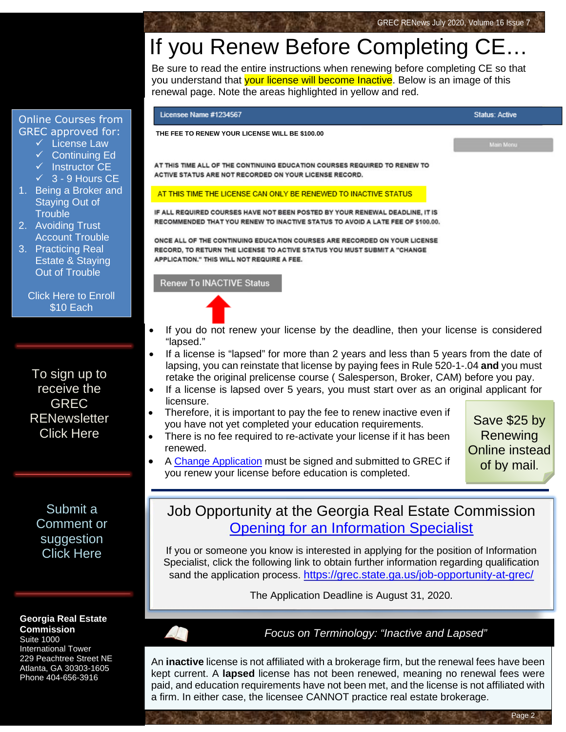# If you Renew Before Completing CE…

Be sure to read the entire instructions when renewing before completing CE so that you understand that your license will become Inactive. Below is an image of this renewal page. Note the areas highlighted in yellow and red.

Licensee Name #1234567 — Status: Active

THE FEE TO RENEW YOUR LICENSE WILL BE $100.00

Main Menu

AT THIS TIME ALL OF THE CONTINUING EDUCATION COURSES REQUIRED TO RENEW TO ACTIVE STATUS ARE NOT RECORDED ON YOUR LICENSE RECORD.

AT THIS TIME THE LICENSE CAN ONLY BE RENEWED TO INACTIVE STATUS

IF ALL REQUIRED COURSES HAVE NOT BEEN POSTED BY YOUR RENEWAL DEADLINE, IT IS RECOMMENDED THAT YOU RENEW TO INACTIVE STATUS TO AVOID A LATE FEE OF $100.00.

ONCE ALL OF THE CONTINUING EDUCATION COURSES ARE RECORDED ON YOUR LICENSE RECORD, TO RETURN THE LICENSE TO ACTIVE STATUS YOU MUST SUBMIT A "CHANGE APPLICATION." THIS WILL NOT REQUIRE A FEE.

Renew To INACTIVE Status

- If you do not renew your license by the deadline, then your license is considered "lapsed."
- If a license is "lapsed" for more than 2 years and less than 5 years from the date of lapsing, you can reinstate that license by paying fees in Rule 520-1-.04 **and** you must retake the original prelicense course ( Salesperson, Broker, CAM) before you pay.
- If a license is lapsed over 5 years, you must start over as an original applicant for licensure.
- Therefore, it is important to pay the fee to renew inactive even if you have not yet completed your education requirements.
- There is no fee required to re-activate your license if it has been renewed.
- A Change Application must be signed and submitted to GREC if you renew your license before education is completed.

Save $25 by Renewing Online instead of by mail.

## Job Opportunity at the Georgia Real Estate Commission

### Opening for an Information Specialist

If you or someone you know is interested in applying for the position of Information Specialist, click the following link to obtain further information regarding qualification sand the application process. https://grec.state.ga.us/job-opportunity-at-grec/

The Application Deadline is August 31, 2020.

## *Focus on Terminology: "Inactive and Lapsed"*

An **inactive** license is not affiliated with a brokerage firm, but the renewal fees have been kept current. A **lapsed** license has not been renewed, meaning no renewal fees were paid, and education requirements have not been met, and the license is not affiliated with a firm. In either case, the licensee CANNOT practice real estate brokerage.

---

Online Courses from GREC approved for:
- ✓ License Law
- ✓ Continuing Ed
- ✓ Instructor CE
- ✓ 3 - 9 Hours CE

1. Being a Broker and Staying Out of Trouble
2. Avoiding Trust Account Trouble
3. Practicing Real Estate & Staying Out of Trouble

Click Here to Enroll $10 Each

To sign up to receive the GREC RENewsletter Click Here

Submit a Comment or suggestion Click Here

**Georgia Real Estate Commission**
Suite 1000
International Tower
229 Peachtree Street NE
Atlanta, GA 30303-1605
Phone 404-656-3916